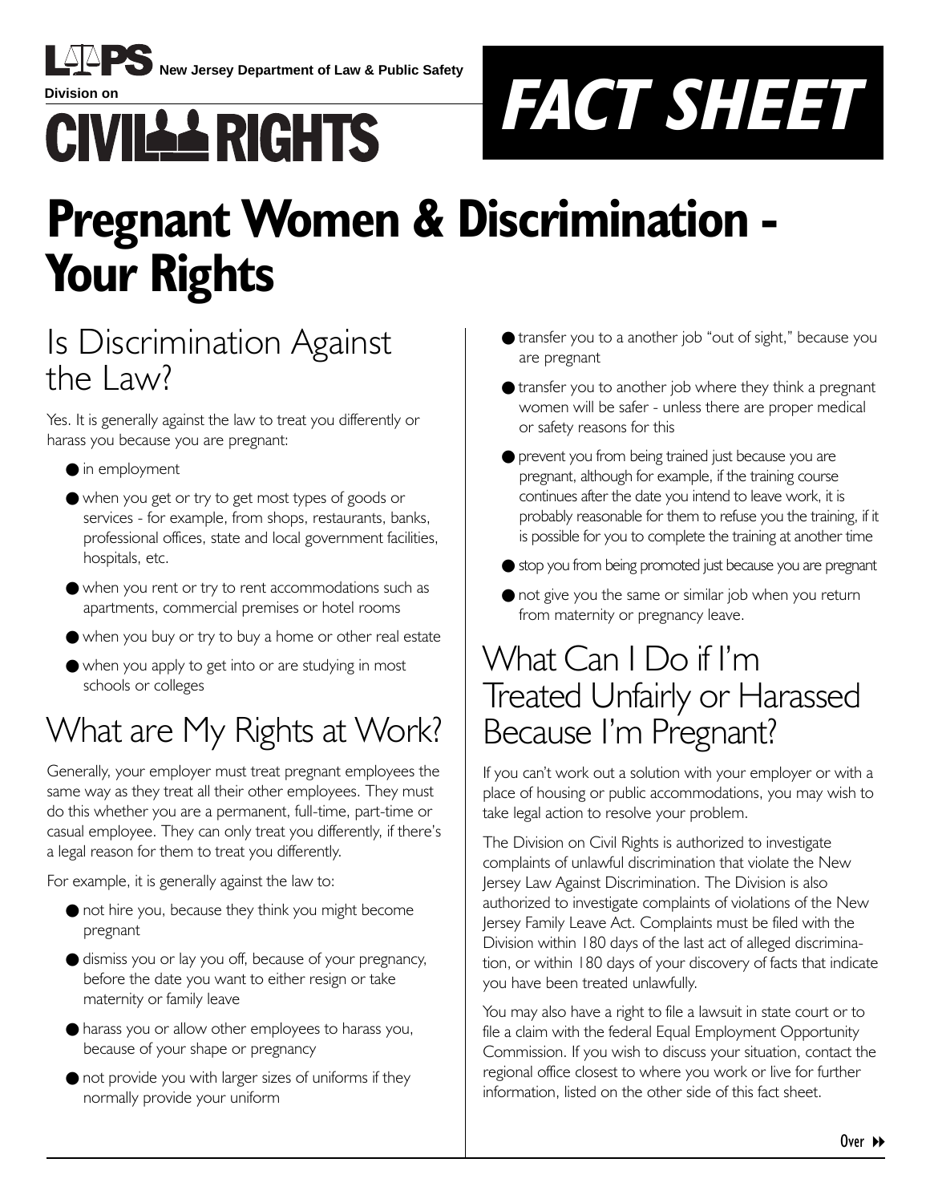New Jersey Department of Law & Public Safety

Division on

CIVIL RIGHTS

**FACT SHEET**

# Pregnant Women & Discrimination - Your Rights

## Is Discrimination Against the Law?

Yes. It is generally against the law to treat you differently or harass you because you are pregnant:

- in employment
- when you get or try to get most types of goods or services - for example, from shops, restaurants, banks, professional offices, state and local government facilities, hospitals, etc.
- when you rent or try to rent accommodations such as apartments, commercial premises or hotel rooms
- when you buy or try to buy a home or other real estate
- when you apply to get into or are studying in most schools or colleges

## What are My Rights at Work?

Generally, your employer must treat pregnant employees the same way as they treat all their other employees. They must do this whether you are a permanent, full-time, part-time or casual employee. They can only treat you differently, if there's a legal reason for them to treat you differently.

For example, it is generally against the law to:

- not hire you, because they think you might become pregnant
- dismiss you or lay you off, because of your pregnancy, before the date you want to either resign or take maternity or family leave
- harass you or allow other employees to harass you, because of your shape or pregnancy
- not provide you with larger sizes of uniforms if they normally provide your uniform
- transfer you to a another job "out of sight," because you are pregnant
- transfer you to another job where they think a pregnant women will be safer - unless there are proper medical or safety reasons for this
- prevent you from being trained just because you are pregnant, although for example, if the training course continues after the date you intend to leave work, it is probably reasonable for them to refuse you the training, if it is possible for you to complete the training at another time
- stop you from being promoted just because you are pregnant
- not give you the same or similar job when you return from maternity or pregnancy leave.

## What Can I Do if I'm Treated Unfairly or Harassed Because I'm Pregnant?

If you can't work out a solution with your employer or with a place of housing or public accommodations, you may wish to take legal action to resolve your problem.

The Division on Civil Rights is authorized to investigate complaints of unlawful discrimination that violate the New Jersey Law Against Discrimination. The Division is also authorized to investigate complaints of violations of the New Jersey Family Leave Act. Complaints must be filed with the Division within 180 days of the last act of alleged discrimination, or within 180 days of your discovery of facts that indicate you have been treated unlawfully.

You may also have a right to file a lawsuit in state court or to file a claim with the federal Equal Employment Opportunity Commission. If you wish to discuss your situation, contact the regional office closest to where you work or live for further information, listed on the other side of this fact sheet.

Over ▸▸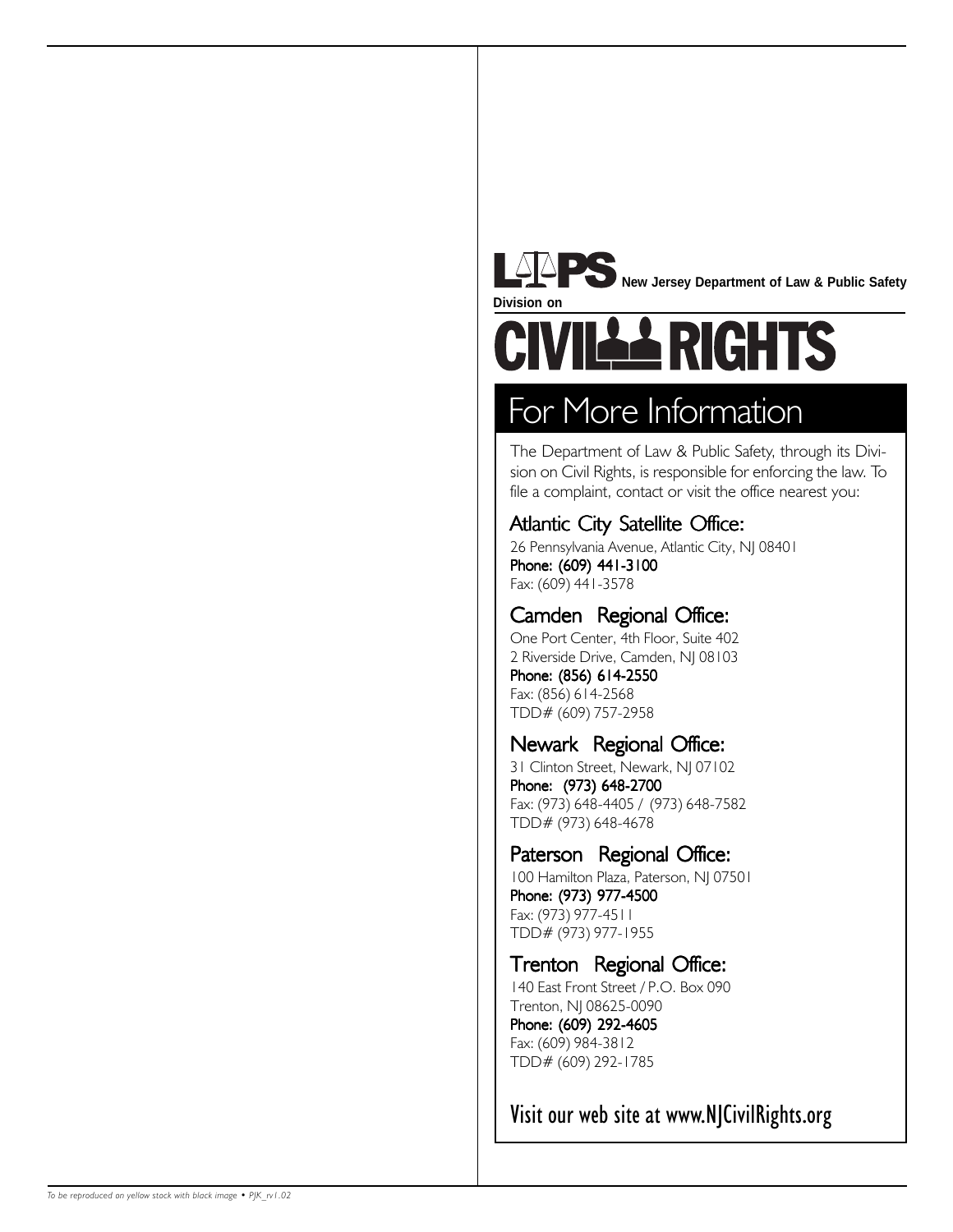**LPS** New Jersey Department of Law & Public Safety

Division on

# CIVIL RIGHTS

## For More Information

The Department of Law & Public Safety, through its Division on Civil Rights, is responsible for enforcing the law. To file a complaint, contact or visit the office nearest you:

### Atlantic City Satellite Office:

26 Pennsylvania Avenue, Atlantic City, NJ 08401
**Phone: (609) 441-3100**
Fax: (609) 441-3578

### Camden Regional Office:

One Port Center, 4th Floor, Suite 402
2 Riverside Drive, Camden, NJ 08103
**Phone: (856) 614-2550**
Fax: (856) 614-2568
TDD# (609) 757-2958

### Newark Regional Office:

31 Clinton Street, Newark, NJ 07102
**Phone: (973) 648-2700**
Fax: (973) 648-4405 / (973) 648-7582
TDD# (973) 648-4678

### Paterson Regional Office:

100 Hamilton Plaza, Paterson, NJ 07501
**Phone: (973) 977-4500**
Fax: (973) 977-4511
TDD# (973) 977-1955

### Trenton Regional Office:

140 East Front Street / P.O. Box 090
Trenton, NJ 08625-0090
**Phone: (609) 292-4605**
Fax: (609) 984-3812
TDD# (609) 292-1785

Visit our web site at www.NJCivilRights.org

*To be reproduced on yellow stock with black image • PJK_rv1.02*